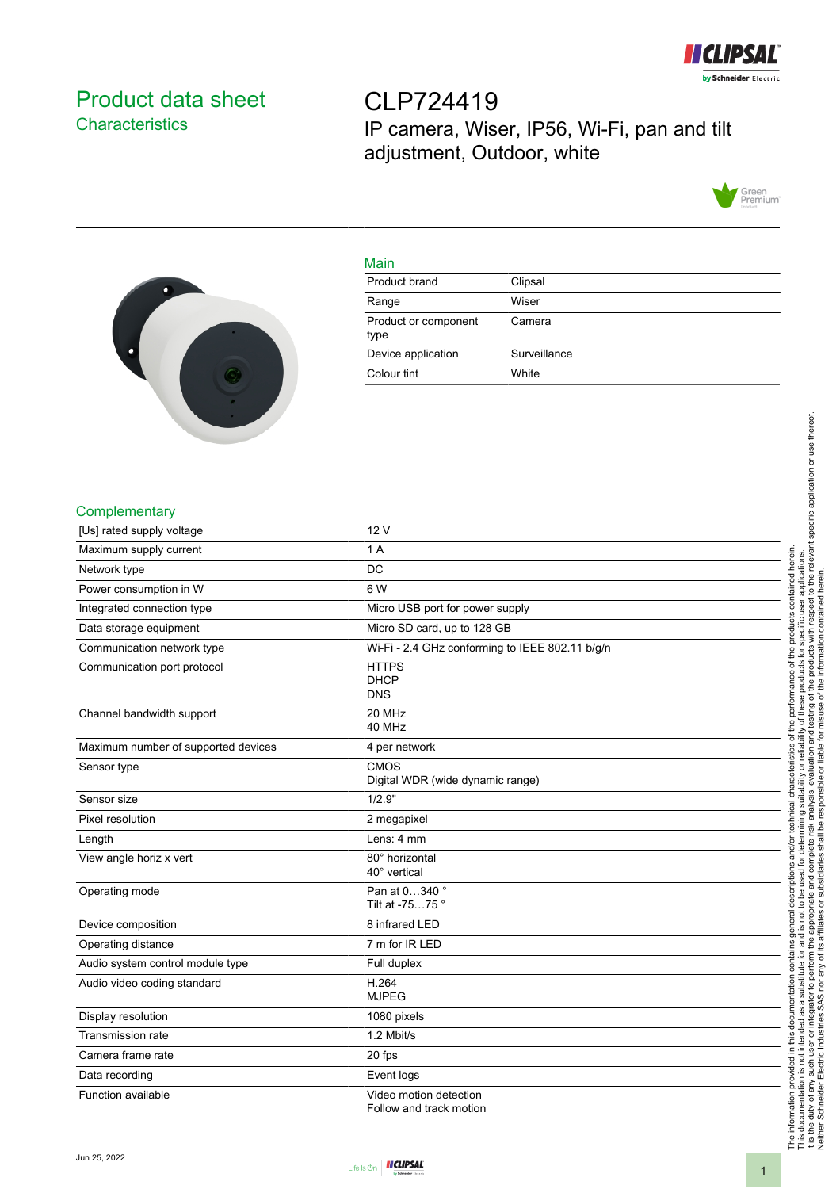# Product data sheet

## Characteristics

# CLP724419

IP camera, Wiser, IP56, Wi-Fi, pan and tilt adjustment, Outdoor, white

## Main

| | |
|---|---|
| Product brand | Clipsal |
| Range | Wiser |
| Product or component type | Camera |
| Device application | Surveillance |
| Colour tint | White |

## Complementary

| | |
|---|---|
| [Us] rated supply voltage | 12 V |
| Maximum supply current | 1 A |
| Network type | DC |
| Power consumption in W | 6 W |
| Integrated connection type | Micro USB port for power supply |
| Data storage equipment | Micro SD card, up to 128 GB |
| Communication network type | Wi-Fi - 2.4 GHz conforming to IEEE 802.11 b/g/n |
| Communication port protocol | HTTPS<br>DHCP<br>DNS |
| Channel bandwidth support | 20 MHz<br>40 MHz |
| Maximum number of supported devices | 4 per network |
| Sensor type | CMOS<br>Digital WDR (wide dynamic range) |
| Sensor size | 1/2.9" |
| Pixel resolution | 2 megapixel |
| Length | Lens: 4 mm |
| View angle horiz x vert | 80° horizontal<br>40° vertical |
| Operating mode | Pan at 0…340 °<br>Tilt at -75…75 ° |
| Device composition | 8 infrared LED |
| Operating distance | 7 m for IR LED |
| Audio system control module type | Full duplex |
| Audio video coding standard | H.264<br>MJPEG |
| Display resolution | 1080 pixels |
| Transmission rate | 1.2 Mbit/s |
| Camera frame rate | 20 fps |
| Data recording | Event logs |
| Function available | Video motion detection<br>Follow and track motion |

The information provided in this documentation contains general descriptions and/or technical characteristics of the performance of the products contained herein. This documentation is not intended as a substitute for and is not to be used for determining suitability or reliability of these products for specific user applications. It is the duty of any such user or integrator to perform the appropriate and complete risk analysis, evaluation and testing of the products with respect to the relevant specific application or use thereof. Neither Schneider Electric Industries SAS nor any of its affiliates or subsidiaries shall be responsible or liable for misuse of the information contained herein.

Jun 25, 2022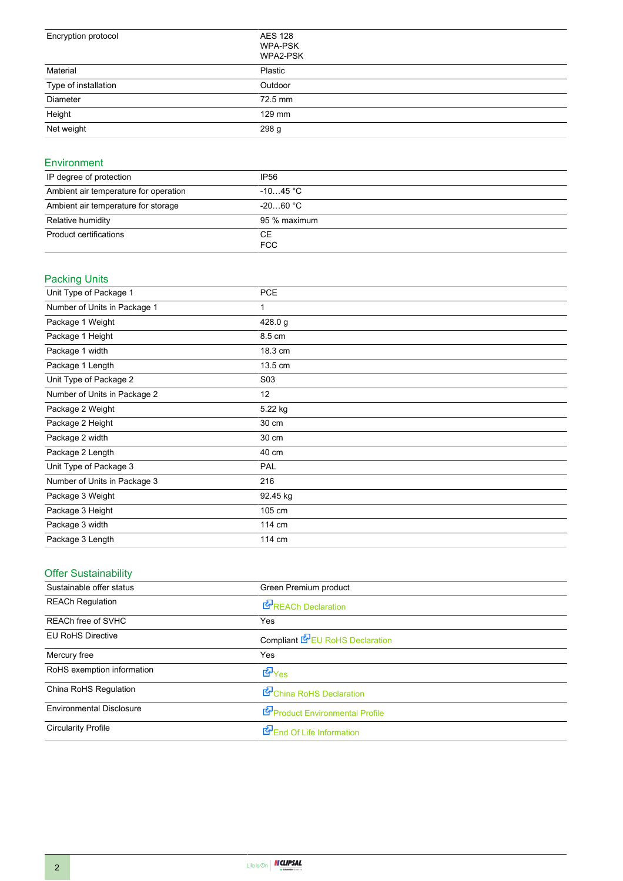| | |
|---|---|
| Encryption protocol | AES 128<br>WPA-PSK<br>WPA2-PSK |
| Material | Plastic |
| Type of installation | Outdoor |
| Diameter | 72.5 mm |
| Height | 129 mm |
| Net weight | 298 g |

## Environment

| | |
|---|---|
| IP degree of protection | IP56 |
| Ambient air temperature for operation | -10…45 °C |
| Ambient air temperature for storage | -20…60 °C |
| Relative humidity | 95 % maximum |
| Product certifications | CE<br>FCC |

## Packing Units

| | |
|---|---|
| Unit Type of Package 1 | PCE |
| Number of Units in Package 1 | 1 |
| Package 1 Weight | 428.0 g |
| Package 1 Height | 8.5 cm |
| Package 1 width | 18.3 cm |
| Package 1 Length | 13.5 cm |
| Unit Type of Package 2 | S03 |
| Number of Units in Package 2 | 12 |
| Package 2 Weight | 5.22 kg |
| Package 2 Height | 30 cm |
| Package 2 width | 30 cm |
| Package 2 Length | 40 cm |
| Unit Type of Package 3 | PAL |
| Number of Units in Package 3 | 216 |
| Package 3 Weight | 92.45 kg |
| Package 3 Height | 105 cm |
| Package 3 width | 114 cm |
| Package 3 Length | 114 cm |

## Offer Sustainability

| | |
|---|---|
| Sustainable offer status | Green Premium product |
| REACh Regulation | REACh Declaration |
| REACh free of SVHC | Yes |
| EU RoHS Directive | Compliant EU RoHS Declaration |
| Mercury free | Yes |
| RoHS exemption information | Yes |
| China RoHS Regulation | China RoHS Declaration |
| Environmental Disclosure | Product Environmental Profile |
| Circularity Profile | End Of Life Information |